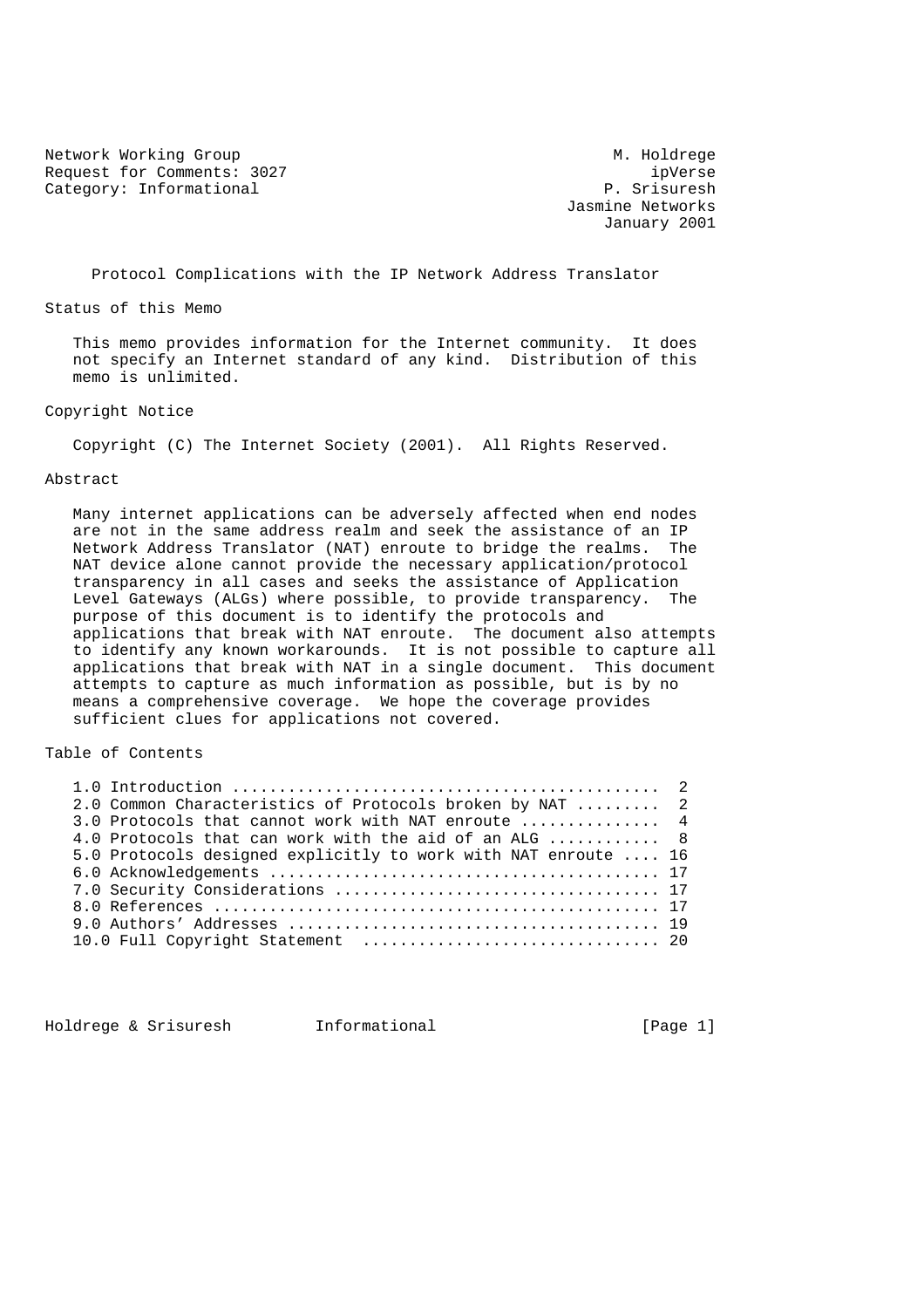Network Working Group M. Holdrege
Request for Comments: 3027 ipVerse
Category: Informational P. Srisuresh
Jasmine Networks
January 2001

# Protocol Complications with the IP Network Address Translator

## Status of this Memo

This memo provides information for the Internet community. It does not specify an Internet standard of any kind. Distribution of this memo is unlimited.

## Copyright Notice

Copyright (C) The Internet Society (2001). All Rights Reserved.

## Abstract

Many internet applications can be adversely affected when end nodes are not in the same address realm and seek the assistance of an IP Network Address Translator (NAT) enroute to bridge the realms. The NAT device alone cannot provide the necessary application/protocol transparency in all cases and seeks the assistance of Application Level Gateways (ALGs) where possible, to provide transparency. The purpose of this document is to identify the protocols and applications that break with NAT enroute. The document also attempts to identify any known workarounds. It is not possible to capture all applications that break with NAT in a single document. This document attempts to capture as much information as possible, but is by no means a comprehensive coverage. We hope the coverage provides sufficient clues for applications not covered.

## Table of Contents

```
1.0 Introduction ............................................  2
2.0 Common Characteristics of Protocols broken by NAT .........  2
3.0 Protocols that cannot work with NAT enroute ..............  4
4.0 Protocols that can work with the aid of an ALG ...........  8
5.0 Protocols designed explicitly to work with NAT enroute .... 16
6.0 Acknowledgements ......................................... 17
7.0 Security Considerations .................................. 17
8.0 References ............................................... 17
9.0 Authors' Addresses ....................................... 19
10.0 Full Copyright Statement ................................ 20
```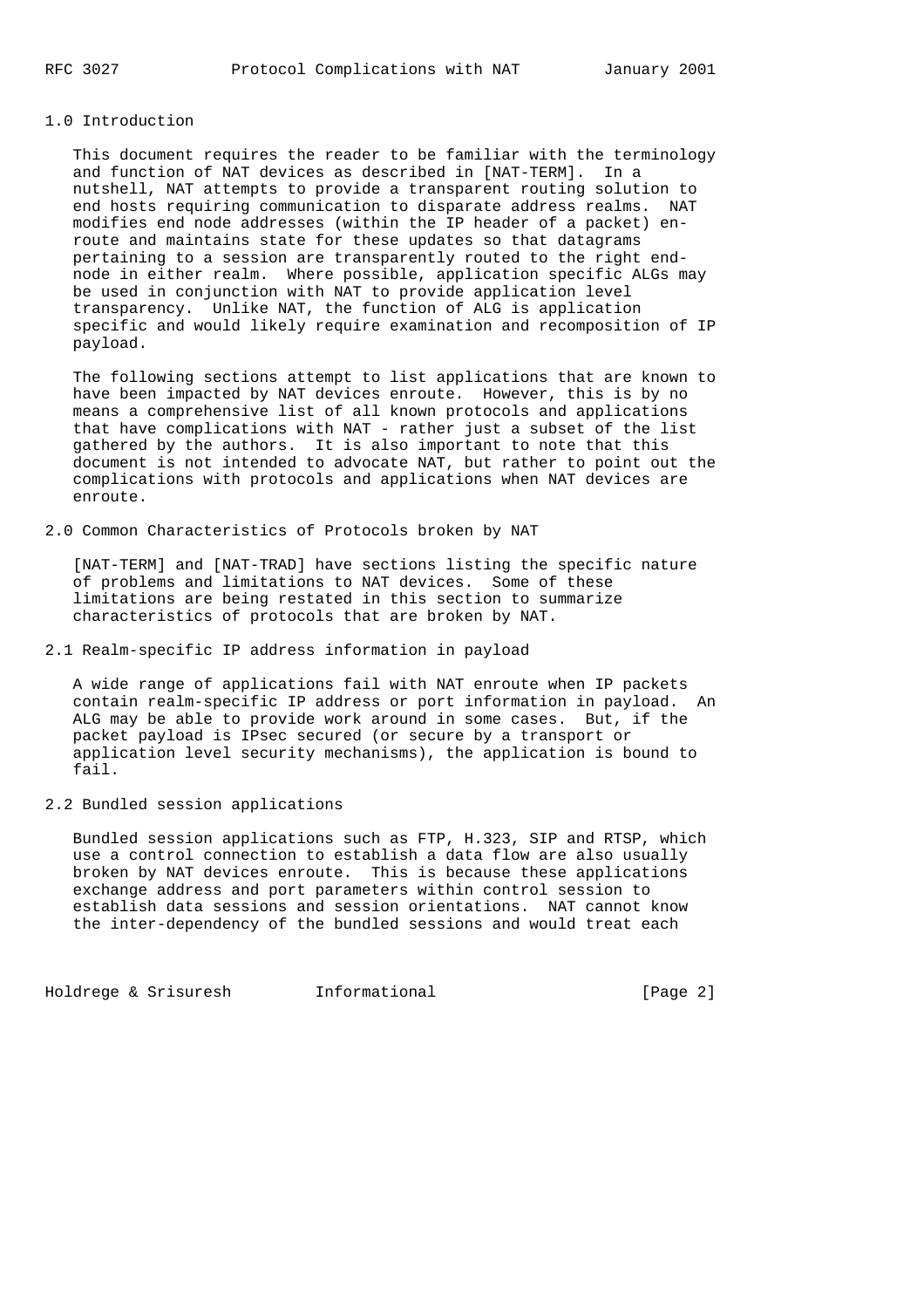## 1.0 Introduction

This document requires the reader to be familiar with the terminology and function of NAT devices as described in [NAT-TERM]. In a nutshell, NAT attempts to provide a transparent routing solution to end hosts requiring communication to disparate address realms. NAT modifies end node addresses (within the IP header of a packet) en-route and maintains state for these updates so that datagrams pertaining to a session are transparently routed to the right end-node in either realm. Where possible, application specific ALGs may be used in conjunction with NAT to provide application level transparency. Unlike NAT, the function of ALG is application specific and would likely require examination and recomposition of IP payload.

The following sections attempt to list applications that are known to have been impacted by NAT devices enroute. However, this is by no means a comprehensive list of all known protocols and applications that have complications with NAT - rather just a subset of the list gathered by the authors. It is also important to note that this document is not intended to advocate NAT, but rather to point out the complications with protocols and applications when NAT devices are enroute.

## 2.0 Common Characteristics of Protocols broken by NAT

[NAT-TERM] and [NAT-TRAD] have sections listing the specific nature of problems and limitations to NAT devices. Some of these limitations are being restated in this section to summarize characteristics of protocols that are broken by NAT.

### 2.1 Realm-specific IP address information in payload

A wide range of applications fail with NAT enroute when IP packets contain realm-specific IP address or port information in payload. An ALG may be able to provide work around in some cases. But, if the packet payload is IPsec secured (or secure by a transport or application level security mechanisms), the application is bound to fail.

### 2.2 Bundled session applications

Bundled session applications such as FTP, H.323, SIP and RTSP, which use a control connection to establish a data flow are also usually broken by NAT devices enroute. This is because these applications exchange address and port parameters within control session to establish data sessions and session orientations. NAT cannot know the inter-dependency of the bundled sessions and would treat each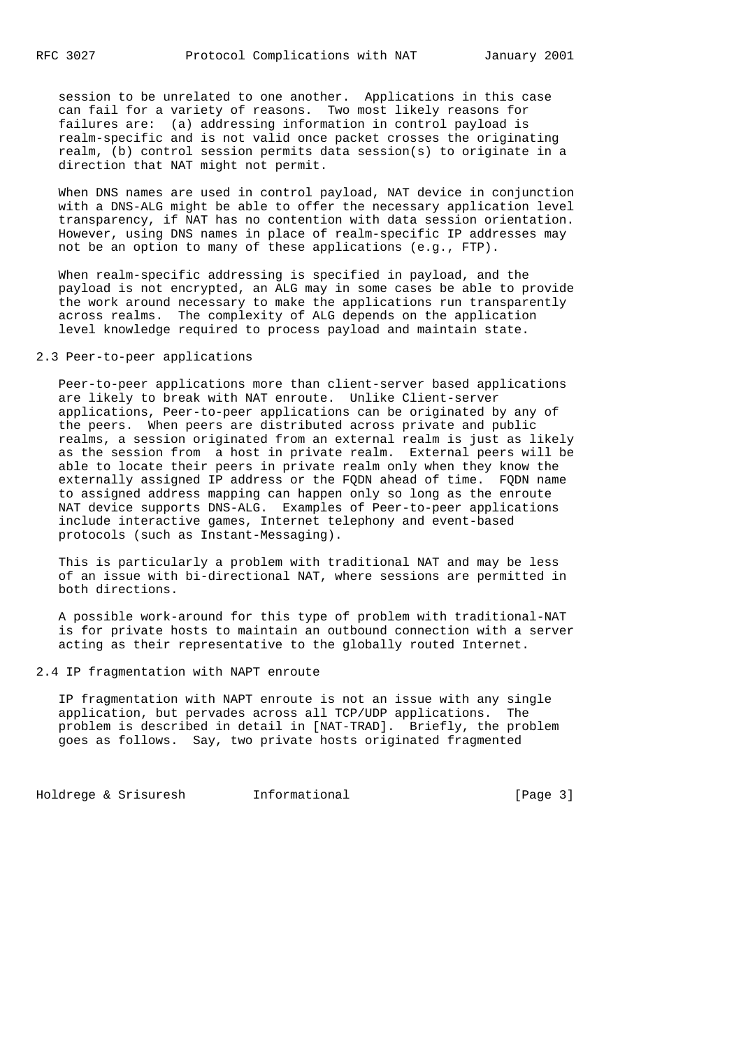session to be unrelated to one another. Applications in this case can fail for a variety of reasons. Two most likely reasons for failures are: (a) addressing information in control payload is realm-specific and is not valid once packet crosses the originating realm, (b) control session permits data session(s) to originate in a direction that NAT might not permit.

When DNS names are used in control payload, NAT device in conjunction with a DNS-ALG might be able to offer the necessary application level transparency, if NAT has no contention with data session orientation. However, using DNS names in place of realm-specific IP addresses may not be an option to many of these applications (e.g., FTP).

When realm-specific addressing is specified in payload, and the payload is not encrypted, an ALG may in some cases be able to provide the work around necessary to make the applications run transparently across realms. The complexity of ALG depends on the application level knowledge required to process payload and maintain state.

## 2.3 Peer-to-peer applications

Peer-to-peer applications more than client-server based applications are likely to break with NAT enroute. Unlike Client-server applications, Peer-to-peer applications can be originated by any of the peers. When peers are distributed across private and public realms, a session originated from an external realm is just as likely as the session from a host in private realm. External peers will be able to locate their peers in private realm only when they know the externally assigned IP address or the FQDN ahead of time. FQDN name to assigned address mapping can happen only so long as the enroute NAT device supports DNS-ALG. Examples of Peer-to-peer applications include interactive games, Internet telephony and event-based protocols (such as Instant-Messaging).

This is particularly a problem with traditional NAT and may be less of an issue with bi-directional NAT, where sessions are permitted in both directions.

A possible work-around for this type of problem with traditional-NAT is for private hosts to maintain an outbound connection with a server acting as their representative to the globally routed Internet.

## 2.4 IP fragmentation with NAPT enroute

IP fragmentation with NAPT enroute is not an issue with any single application, but pervades across all TCP/UDP applications. The problem is described in detail in [NAT-TRAD]. Briefly, the problem goes as follows. Say, two private hosts originated fragmented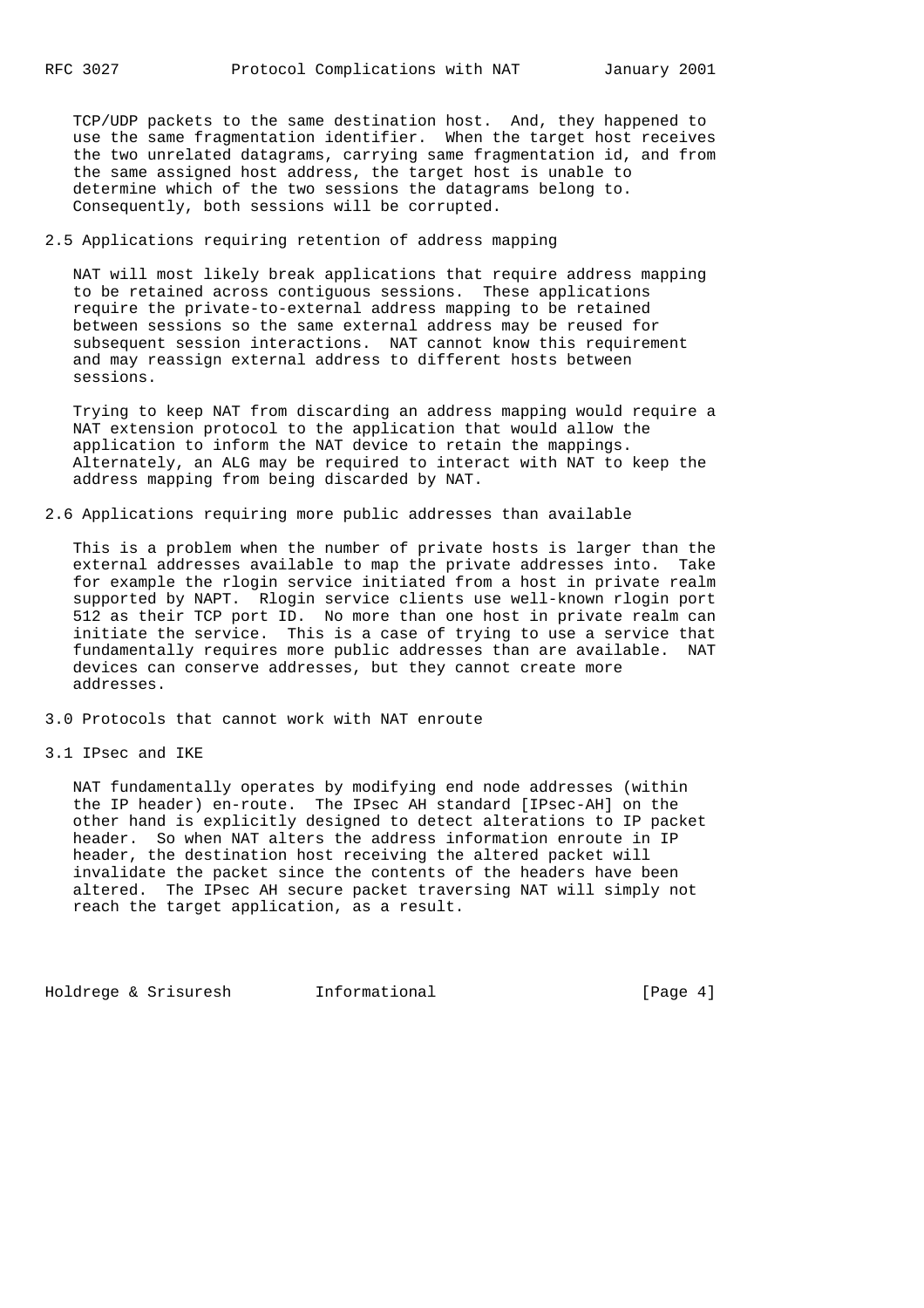TCP/UDP packets to the same destination host. And, they happened to use the same fragmentation identifier. When the target host receives the two unrelated datagrams, carrying same fragmentation id, and from the same assigned host address, the target host is unable to determine which of the two sessions the datagrams belong to. Consequently, both sessions will be corrupted.

## 2.5 Applications requiring retention of address mapping

NAT will most likely break applications that require address mapping to be retained across contiguous sessions. These applications require the private-to-external address mapping to be retained between sessions so the same external address may be reused for subsequent session interactions. NAT cannot know this requirement and may reassign external address to different hosts between sessions.

Trying to keep NAT from discarding an address mapping would require a NAT extension protocol to the application that would allow the application to inform the NAT device to retain the mappings. Alternately, an ALG may be required to interact with NAT to keep the address mapping from being discarded by NAT.

## 2.6 Applications requiring more public addresses than available

This is a problem when the number of private hosts is larger than the external addresses available to map the private addresses into. Take for example the rlogin service initiated from a host in private realm supported by NAPT. Rlogin service clients use well-known rlogin port 512 as their TCP port ID. No more than one host in private realm can initiate the service. This is a case of trying to use a service that fundamentally requires more public addresses than are available. NAT devices can conserve addresses, but they cannot create more addresses.

# 3.0 Protocols that cannot work with NAT enroute

## 3.1 IPsec and IKE

NAT fundamentally operates by modifying end node addresses (within the IP header) en-route. The IPsec AH standard [IPsec-AH] on the other hand is explicitly designed to detect alterations to IP packet header. So when NAT alters the address information enroute in IP header, the destination host receiving the altered packet will invalidate the packet since the contents of the headers have been altered. The IPsec AH secure packet traversing NAT will simply not reach the target application, as a result.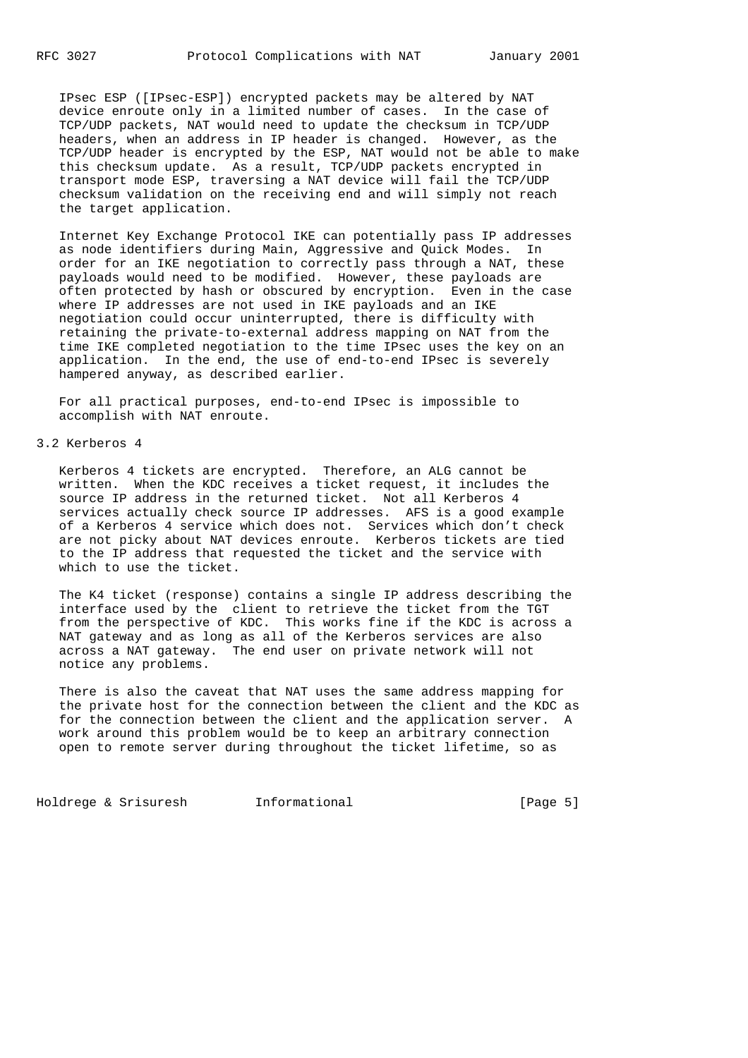IPsec ESP ([IPsec-ESP]) encrypted packets may be altered by NAT device enroute only in a limited number of cases. In the case of TCP/UDP packets, NAT would need to update the checksum in TCP/UDP headers, when an address in IP header is changed. However, as the TCP/UDP header is encrypted by the ESP, NAT would not be able to make this checksum update. As a result, TCP/UDP packets encrypted in transport mode ESP, traversing a NAT device will fail the TCP/UDP checksum validation on the receiving end and will simply not reach the target application.

Internet Key Exchange Protocol IKE can potentially pass IP addresses as node identifiers during Main, Aggressive and Quick Modes. In order for an IKE negotiation to correctly pass through a NAT, these payloads would need to be modified. However, these payloads are often protected by hash or obscured by encryption. Even in the case where IP addresses are not used in IKE payloads and an IKE negotiation could occur uninterrupted, there is difficulty with retaining the private-to-external address mapping on NAT from the time IKE completed negotiation to the time IPsec uses the key on an application. In the end, the use of end-to-end IPsec is severely hampered anyway, as described earlier.

For all practical purposes, end-to-end IPsec is impossible to accomplish with NAT enroute.

## 3.2 Kerberos 4

Kerberos 4 tickets are encrypted. Therefore, an ALG cannot be written. When the KDC receives a ticket request, it includes the source IP address in the returned ticket. Not all Kerberos 4 services actually check source IP addresses. AFS is a good example of a Kerberos 4 service which does not. Services which don't check are not picky about NAT devices enroute. Kerberos tickets are tied to the IP address that requested the ticket and the service with which to use the ticket.

The K4 ticket (response) contains a single IP address describing the interface used by the client to retrieve the ticket from the TGT from the perspective of KDC. This works fine if the KDC is across a NAT gateway and as long as all of the Kerberos services are also across a NAT gateway. The end user on private network will not notice any problems.

There is also the caveat that NAT uses the same address mapping for the private host for the connection between the client and the KDC as for the connection between the client and the application server. A work around this problem would be to keep an arbitrary connection open to remote server during throughout the ticket lifetime, so as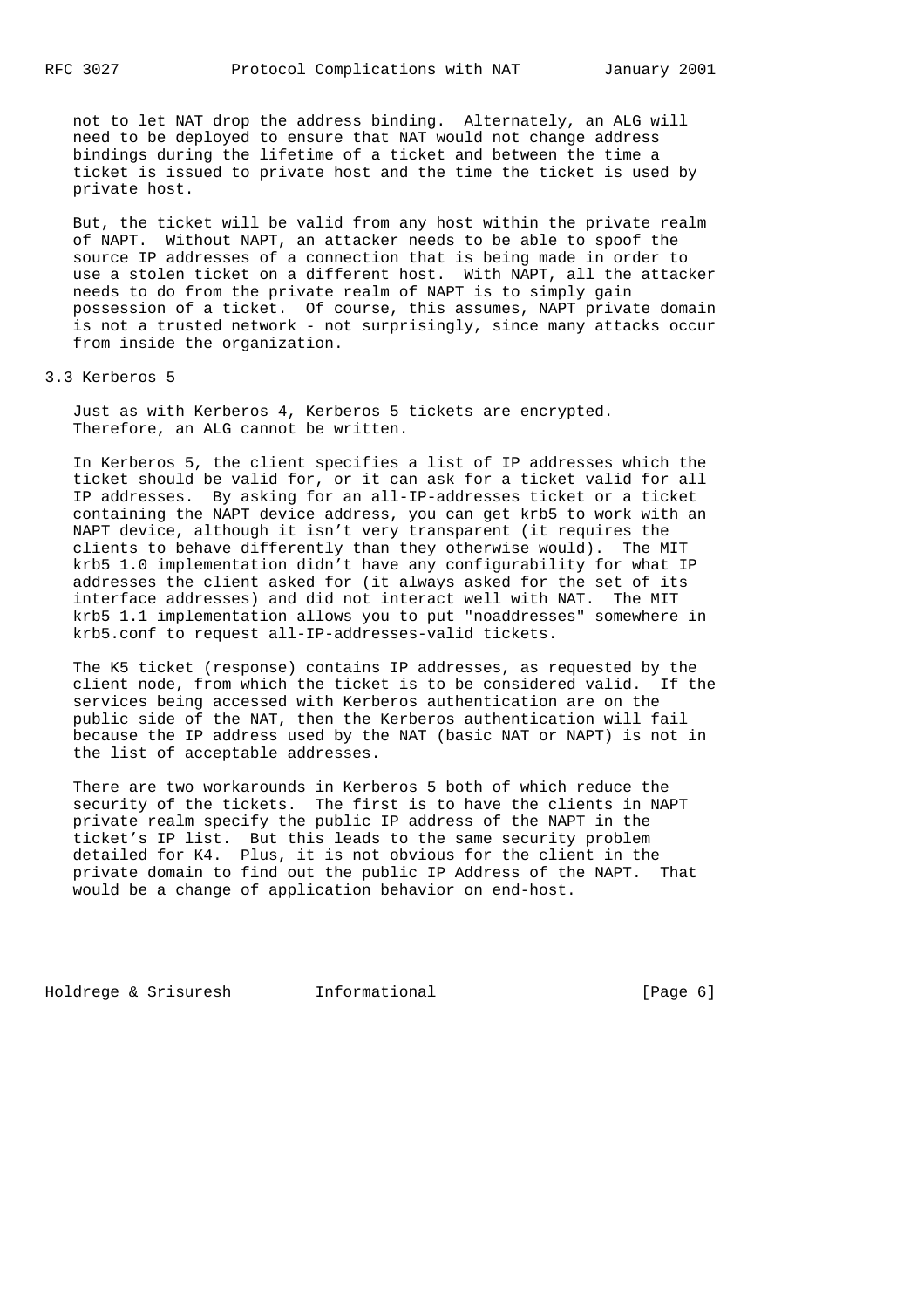not to let NAT drop the address binding. Alternately, an ALG will need to be deployed to ensure that NAT would not change address bindings during the lifetime of a ticket and between the time a ticket is issued to private host and the time the ticket is used by private host.

But, the ticket will be valid from any host within the private realm of NAPT. Without NAPT, an attacker needs to be able to spoof the source IP addresses of a connection that is being made in order to use a stolen ticket on a different host. With NAPT, all the attacker needs to do from the private realm of NAPT is to simply gain possession of a ticket. Of course, this assumes, NAPT private domain is not a trusted network - not surprisingly, since many attacks occur from inside the organization.

### 3.3 Kerberos 5

Just as with Kerberos 4, Kerberos 5 tickets are encrypted. Therefore, an ALG cannot be written.

In Kerberos 5, the client specifies a list of IP addresses which the ticket should be valid for, or it can ask for a ticket valid for all IP addresses. By asking for an all-IP-addresses ticket or a ticket containing the NAPT device address, you can get krb5 to work with an NAPT device, although it isn't very transparent (it requires the clients to behave differently than they otherwise would). The MIT krb5 1.0 implementation didn't have any configurability for what IP addresses the client asked for (it always asked for the set of its interface addresses) and did not interact well with NAT. The MIT krb5 1.1 implementation allows you to put "noaddresses" somewhere in krb5.conf to request all-IP-addresses-valid tickets.

The K5 ticket (response) contains IP addresses, as requested by the client node, from which the ticket is to be considered valid. If the services being accessed with Kerberos authentication are on the public side of the NAT, then the Kerberos authentication will fail because the IP address used by the NAT (basic NAT or NAPT) is not in the list of acceptable addresses.

There are two workarounds in Kerberos 5 both of which reduce the security of the tickets. The first is to have the clients in NAPT private realm specify the public IP address of the NAPT in the ticket's IP list. But this leads to the same security problem detailed for K4. Plus, it is not obvious for the client in the private domain to find out the public IP Address of the NAPT. That would be a change of application behavior on end-host.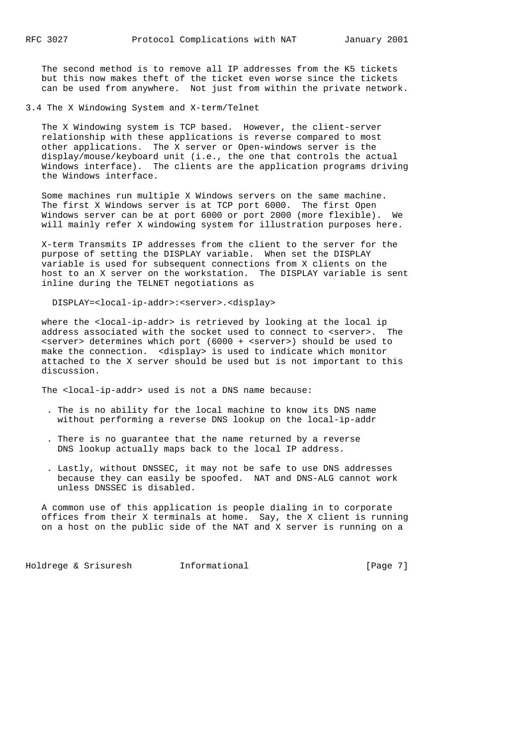The second method is to remove all IP addresses from the K5 tickets but this now makes theft of the ticket even worse since the tickets can be used from anywhere. Not just from within the private network.

### 3.4 The X Windowing System and X-term/Telnet

The X Windowing system is TCP based. However, the client-server relationship with these applications is reverse compared to most other applications. The X server or Open-windows server is the display/mouse/keyboard unit (i.e., the one that controls the actual Windows interface). The clients are the application programs driving the Windows interface.

Some machines run multiple X Windows servers on the same machine. The first X Windows server is at TCP port 6000. The first Open Windows server can be at port 6000 or port 2000 (more flexible). We will mainly refer X windowing system for illustration purposes here.

X-term Transmits IP addresses from the client to the server for the purpose of setting the DISPLAY variable. When set the DISPLAY variable is used for subsequent connections from X clients on the host to an X server on the workstation. The DISPLAY variable is sent inline during the TELNET negotiations as

```
DISPLAY=<local-ip-addr>:<server>.<display>
```

where the <local-ip-addr> is retrieved by looking at the local ip address associated with the socket used to connect to <server>. The <server> determines which port (6000 + <server>) should be used to make the connection. <display> is used to indicate which monitor attached to the X server should be used but is not important to this discussion.

The <local-ip-addr> used is not a DNS name because:

- The is no ability for the local machine to know its DNS name without performing a reverse DNS lookup on the local-ip-addr
- There is no guarantee that the name returned by a reverse DNS lookup actually maps back to the local IP address.
- Lastly, without DNSSEC, it may not be safe to use DNS addresses because they can easily be spoofed. NAT and DNS-ALG cannot work unless DNSSEC is disabled.

A common use of this application is people dialing in to corporate offices from their X terminals at home. Say, the X client is running on a host on the public side of the NAT and X server is running on a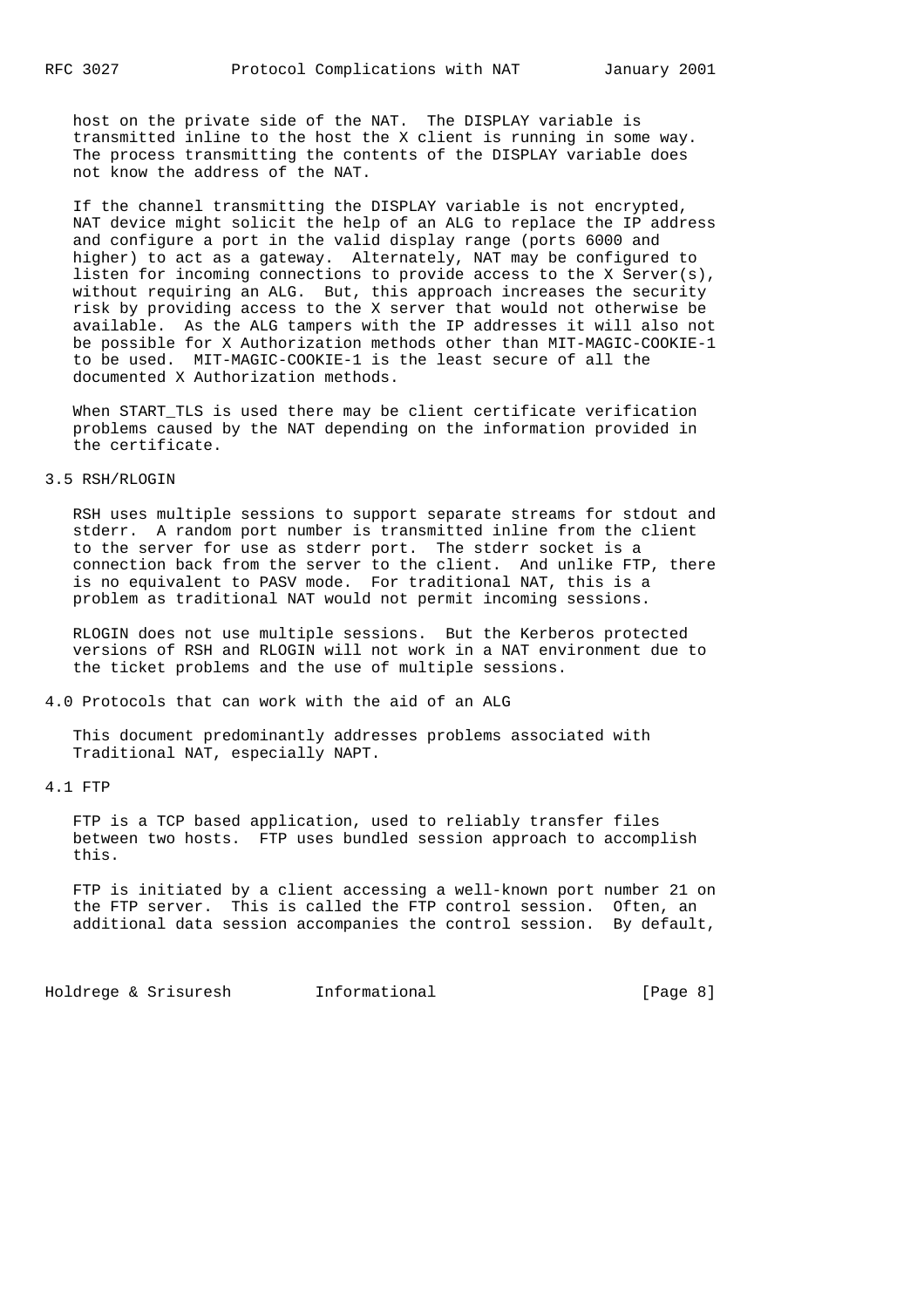host on the private side of the NAT. The DISPLAY variable is transmitted inline to the host the X client is running in some way. The process transmitting the contents of the DISPLAY variable does not know the address of the NAT.

If the channel transmitting the DISPLAY variable is not encrypted, NAT device might solicit the help of an ALG to replace the IP address and configure a port in the valid display range (ports 6000 and higher) to act as a gateway. Alternately, NAT may be configured to listen for incoming connections to provide access to the X Server(s), without requiring an ALG. But, this approach increases the security risk by providing access to the X server that would not otherwise be available. As the ALG tampers with the IP addresses it will also not be possible for X Authorization methods other than MIT-MAGIC-COOKIE-1 to be used. MIT-MAGIC-COOKIE-1 is the least secure of all the documented X Authorization methods.

When START_TLS is used there may be client certificate verification problems caused by the NAT depending on the information provided in the certificate.

### 3.5 RSH/RLOGIN

RSH uses multiple sessions to support separate streams for stdout and stderr. A random port number is transmitted inline from the client to the server for use as stderr port. The stderr socket is a connection back from the server to the client. And unlike FTP, there is no equivalent to PASV mode. For traditional NAT, this is a problem as traditional NAT would not permit incoming sessions.

RLOGIN does not use multiple sessions. But the Kerberos protected versions of RSH and RLOGIN will not work in a NAT environment due to the ticket problems and the use of multiple sessions.

## 4.0 Protocols that can work with the aid of an ALG

This document predominantly addresses problems associated with Traditional NAT, especially NAPT.

### 4.1 FTP

FTP is a TCP based application, used to reliably transfer files between two hosts. FTP uses bundled session approach to accomplish this.

FTP is initiated by a client accessing a well-known port number 21 on the FTP server. This is called the FTP control session. Often, an additional data session accompanies the control session. By default,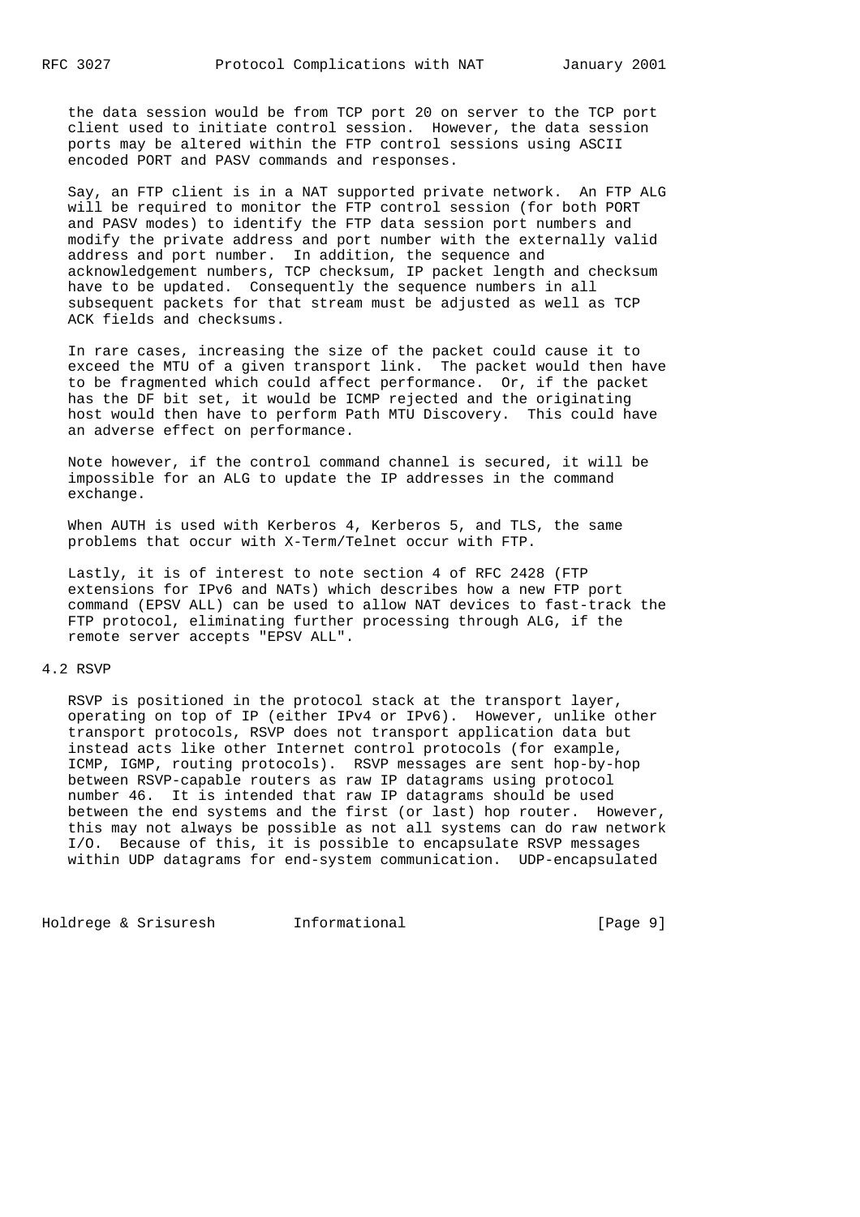the data session would be from TCP port 20 on server to the TCP port client used to initiate control session. However, the data session ports may be altered within the FTP control sessions using ASCII encoded PORT and PASV commands and responses.

Say, an FTP client is in a NAT supported private network. An FTP ALG will be required to monitor the FTP control session (for both PORT and PASV modes) to identify the FTP data session port numbers and modify the private address and port number with the externally valid address and port number. In addition, the sequence and acknowledgement numbers, TCP checksum, IP packet length and checksum have to be updated. Consequently the sequence numbers in all subsequent packets for that stream must be adjusted as well as TCP ACK fields and checksums.

In rare cases, increasing the size of the packet could cause it to exceed the MTU of a given transport link. The packet would then have to be fragmented which could affect performance. Or, if the packet has the DF bit set, it would be ICMP rejected and the originating host would then have to perform Path MTU Discovery. This could have an adverse effect on performance.

Note however, if the control command channel is secured, it will be impossible for an ALG to update the IP addresses in the command exchange.

When AUTH is used with Kerberos 4, Kerberos 5, and TLS, the same problems that occur with X-Term/Telnet occur with FTP.

Lastly, it is of interest to note section 4 of RFC 2428 (FTP extensions for IPv6 and NATs) which describes how a new FTP port command (EPSV ALL) can be used to allow NAT devices to fast-track the FTP protocol, eliminating further processing through ALG, if the remote server accepts "EPSV ALL".

## 4.2 RSVP

RSVP is positioned in the protocol stack at the transport layer, operating on top of IP (either IPv4 or IPv6). However, unlike other transport protocols, RSVP does not transport application data but instead acts like other Internet control protocols (for example, ICMP, IGMP, routing protocols). RSVP messages are sent hop-by-hop between RSVP-capable routers as raw IP datagrams using protocol number 46. It is intended that raw IP datagrams should be used between the end systems and the first (or last) hop router. However, this may not always be possible as not all systems can do raw network I/O. Because of this, it is possible to encapsulate RSVP messages within UDP datagrams for end-system communication. UDP-encapsulated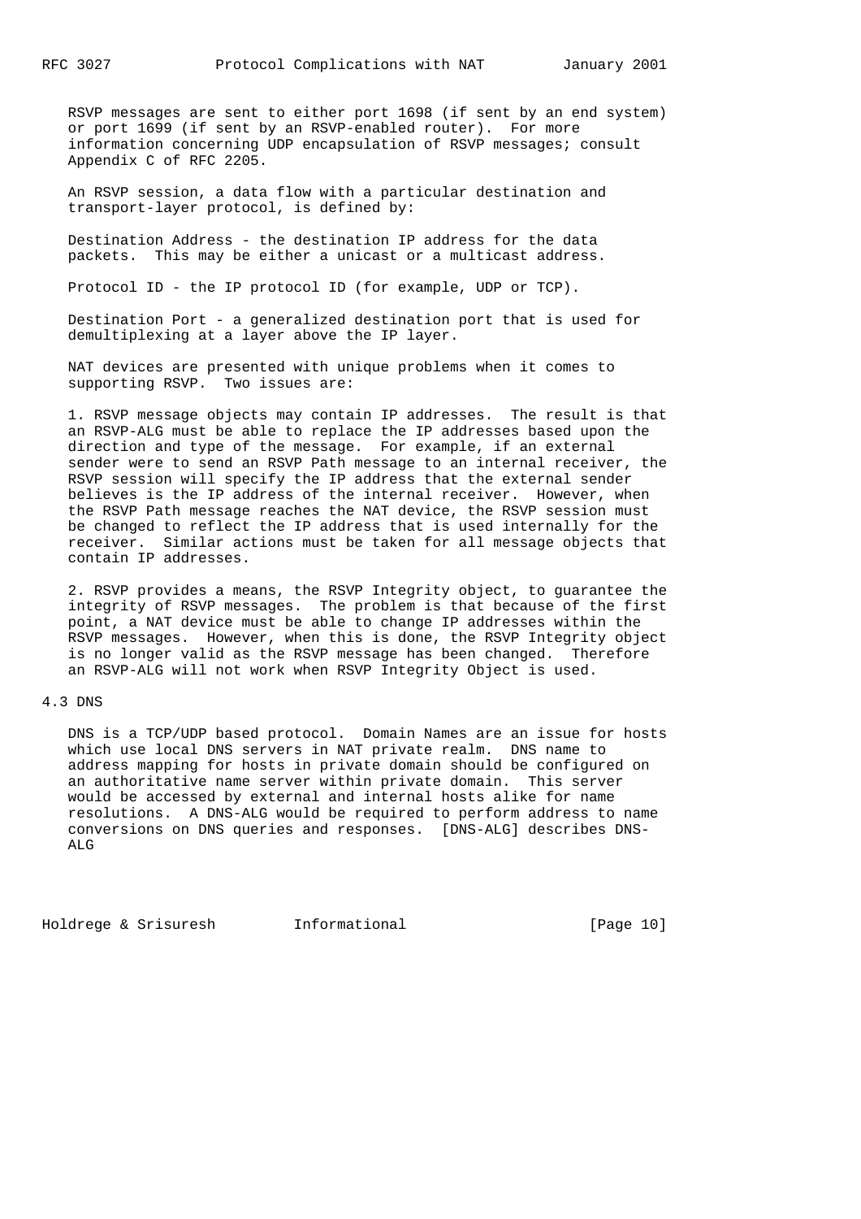RSVP messages are sent to either port 1698 (if sent by an end system) or port 1699 (if sent by an RSVP-enabled router). For more information concerning UDP encapsulation of RSVP messages; consult Appendix C of RFC 2205.

An RSVP session, a data flow with a particular destination and transport-layer protocol, is defined by:

Destination Address - the destination IP address for the data packets. This may be either a unicast or a multicast address.

Protocol ID - the IP protocol ID (for example, UDP or TCP).

Destination Port - a generalized destination port that is used for demultiplexing at a layer above the IP layer.

NAT devices are presented with unique problems when it comes to supporting RSVP. Two issues are:

1. RSVP message objects may contain IP addresses. The result is that an RSVP-ALG must be able to replace the IP addresses based upon the direction and type of the message. For example, if an external sender were to send an RSVP Path message to an internal receiver, the RSVP session will specify the IP address that the external sender believes is the IP address of the internal receiver. However, when the RSVP Path message reaches the NAT device, the RSVP session must be changed to reflect the IP address that is used internally for the receiver. Similar actions must be taken for all message objects that contain IP addresses.

2. RSVP provides a means, the RSVP Integrity object, to guarantee the integrity of RSVP messages. The problem is that because of the first point, a NAT device must be able to change IP addresses within the RSVP messages. However, when this is done, the RSVP Integrity object is no longer valid as the RSVP message has been changed. Therefore an RSVP-ALG will not work when RSVP Integrity Object is used.

## 4.3 DNS

DNS is a TCP/UDP based protocol. Domain Names are an issue for hosts which use local DNS servers in NAT private realm. DNS name to address mapping for hosts in private domain should be configured on an authoritative name server within private domain. This server would be accessed by external and internal hosts alike for name resolutions. A DNS-ALG would be required to perform address to name conversions on DNS queries and responses. [DNS-ALG] describes DNS-ALG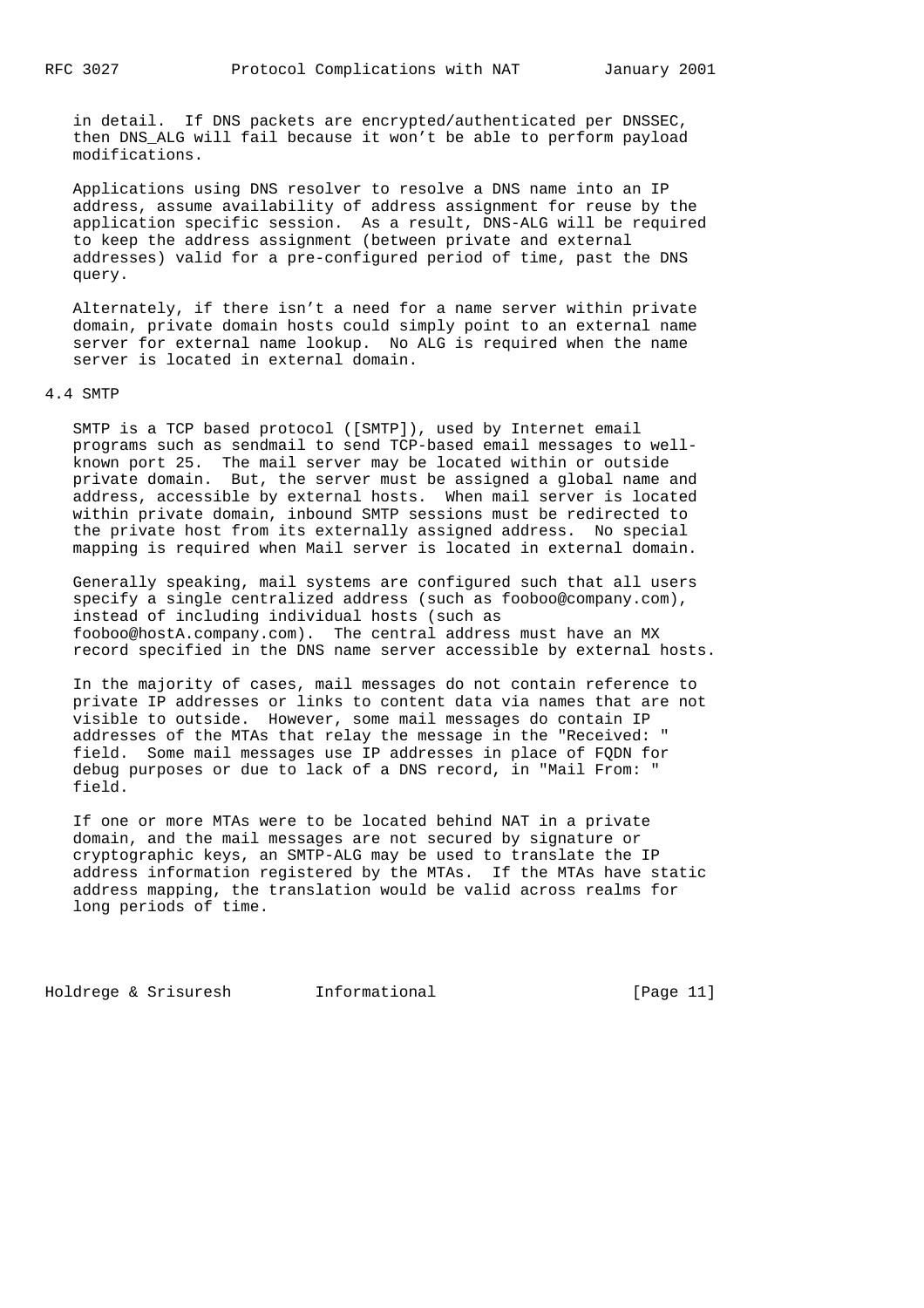in detail. If DNS packets are encrypted/authenticated per DNSSEC, then DNS_ALG will fail because it won't be able to perform payload modifications.

Applications using DNS resolver to resolve a DNS name into an IP address, assume availability of address assignment for reuse by the application specific session. As a result, DNS-ALG will be required to keep the address assignment (between private and external addresses) valid for a pre-configured period of time, past the DNS query.

Alternately, if there isn't a need for a name server within private domain, private domain hosts could simply point to an external name server for external name lookup. No ALG is required when the name server is located in external domain.

## 4.4 SMTP

SMTP is a TCP based protocol ([SMTP]), used by Internet email programs such as sendmail to send TCP-based email messages to well-known port 25. The mail server may be located within or outside private domain. But, the server must be assigned a global name and address, accessible by external hosts. When mail server is located within private domain, inbound SMTP sessions must be redirected to the private host from its externally assigned address. No special mapping is required when Mail server is located in external domain.

Generally speaking, mail systems are configured such that all users specify a single centralized address (such as fooboo@company.com), instead of including individual hosts (such as fooboo@hostA.company.com). The central address must have an MX record specified in the DNS name server accessible by external hosts.

In the majority of cases, mail messages do not contain reference to private IP addresses or links to content data via names that are not visible to outside. However, some mail messages do contain IP addresses of the MTAs that relay the message in the "Received: " field. Some mail messages use IP addresses in place of FQDN for debug purposes or due to lack of a DNS record, in "Mail From: " field.

If one or more MTAs were to be located behind NAT in a private domain, and the mail messages are not secured by signature or cryptographic keys, an SMTP-ALG may be used to translate the IP address information registered by the MTAs. If the MTAs have static address mapping, the translation would be valid across realms for long periods of time.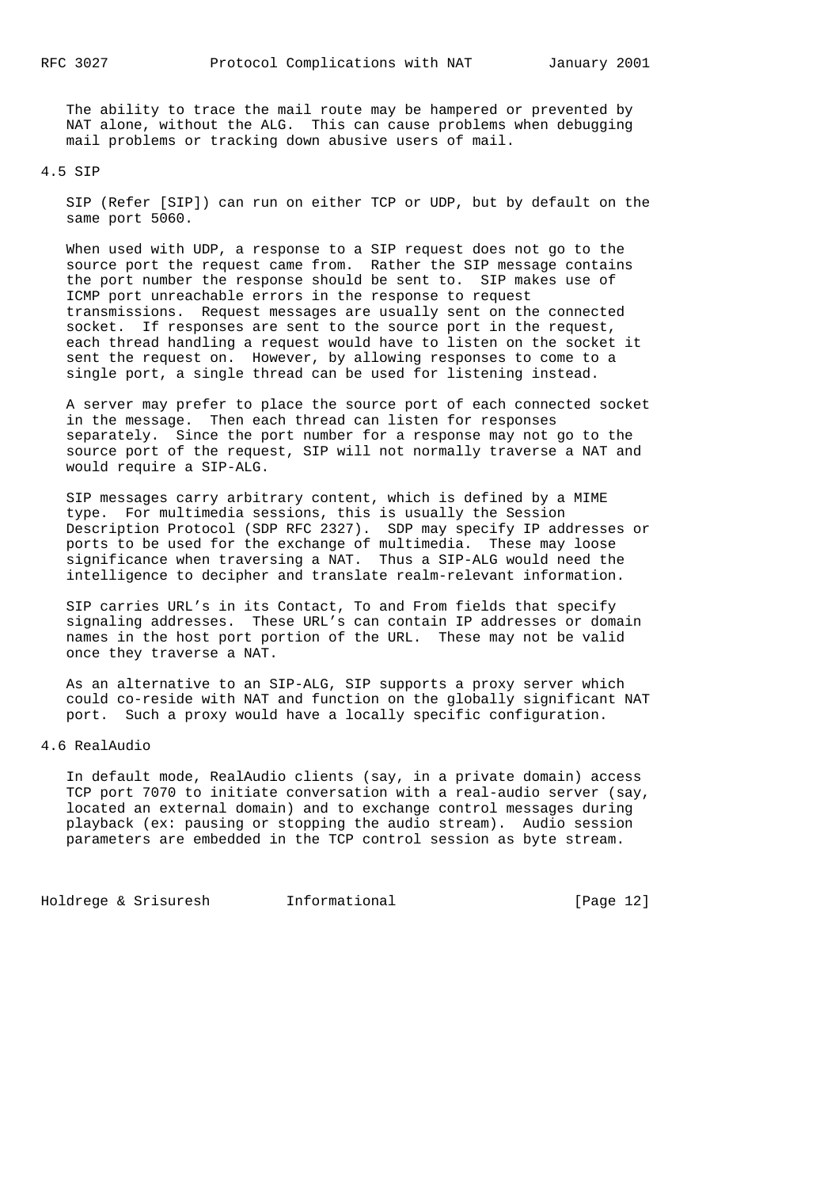The ability to trace the mail route may be hampered or prevented by NAT alone, without the ALG. This can cause problems when debugging mail problems or tracking down abusive users of mail.

### 4.5 SIP

SIP (Refer [SIP]) can run on either TCP or UDP, but by default on the same port 5060.

When used with UDP, a response to a SIP request does not go to the source port the request came from. Rather the SIP message contains the port number the response should be sent to. SIP makes use of ICMP port unreachable errors in the response to request transmissions. Request messages are usually sent on the connected socket. If responses are sent to the source port in the request, each thread handling a request would have to listen on the socket it sent the request on. However, by allowing responses to come to a single port, a single thread can be used for listening instead.

A server may prefer to place the source port of each connected socket in the message. Then each thread can listen for responses separately. Since the port number for a response may not go to the source port of the request, SIP will not normally traverse a NAT and would require a SIP-ALG.

SIP messages carry arbitrary content, which is defined by a MIME type. For multimedia sessions, this is usually the Session Description Protocol (SDP RFC 2327). SDP may specify IP addresses or ports to be used for the exchange of multimedia. These may loose significance when traversing a NAT. Thus a SIP-ALG would need the intelligence to decipher and translate realm-relevant information.

SIP carries URL's in its Contact, To and From fields that specify signaling addresses. These URL's can contain IP addresses or domain names in the host port portion of the URL. These may not be valid once they traverse a NAT.

As an alternative to an SIP-ALG, SIP supports a proxy server which could co-reside with NAT and function on the globally significant NAT port. Such a proxy would have a locally specific configuration.

### 4.6 RealAudio

In default mode, RealAudio clients (say, in a private domain) access TCP port 7070 to initiate conversation with a real-audio server (say, located an external domain) and to exchange control messages during playback (ex: pausing or stopping the audio stream). Audio session parameters are embedded in the TCP control session as byte stream.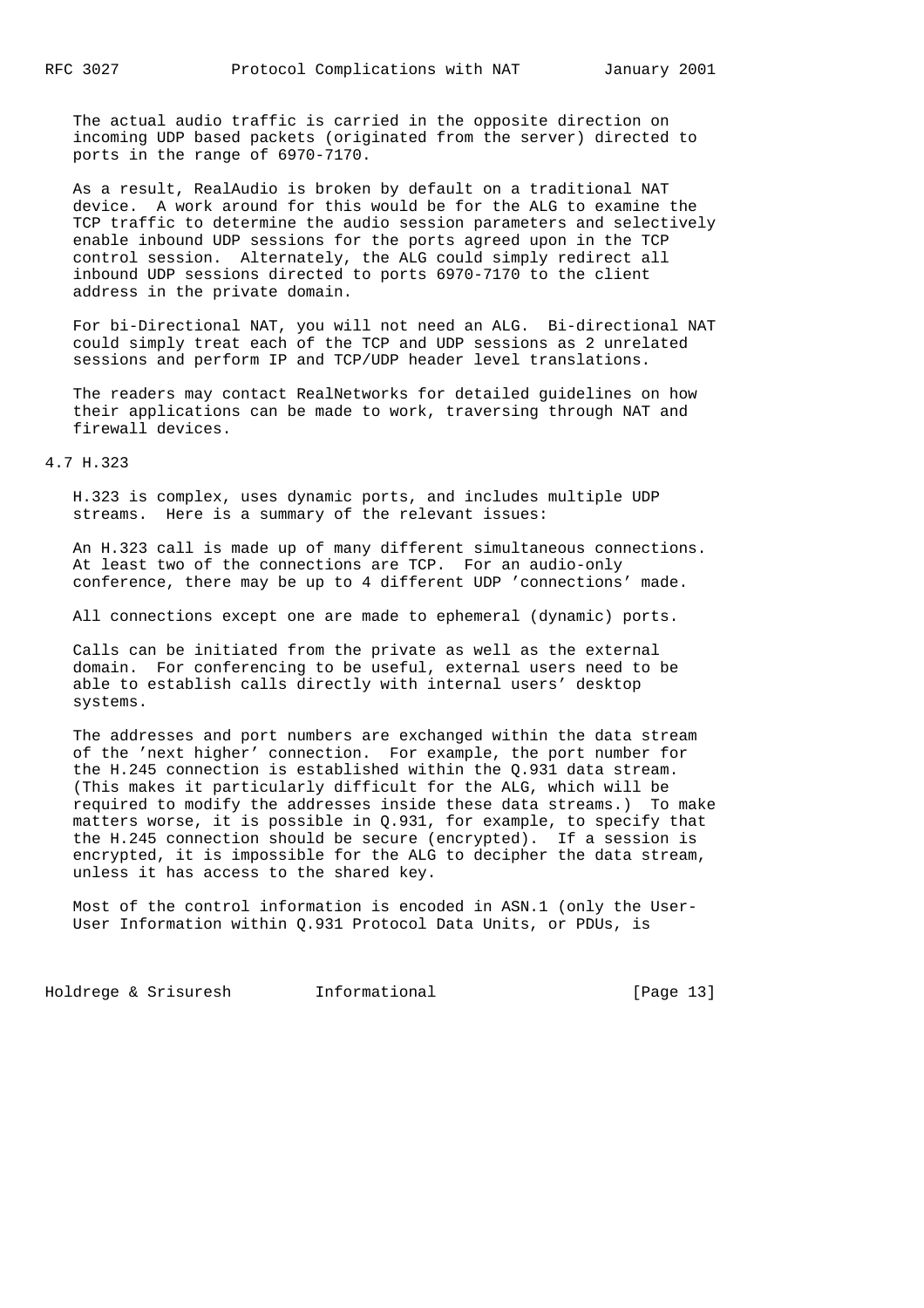The actual audio traffic is carried in the opposite direction on incoming UDP based packets (originated from the server) directed to ports in the range of 6970-7170.

As a result, RealAudio is broken by default on a traditional NAT device. A work around for this would be for the ALG to examine the TCP traffic to determine the audio session parameters and selectively enable inbound UDP sessions for the ports agreed upon in the TCP control session. Alternately, the ALG could simply redirect all inbound UDP sessions directed to ports 6970-7170 to the client address in the private domain.

For bi-Directional NAT, you will not need an ALG. Bi-directional NAT could simply treat each of the TCP and UDP sessions as 2 unrelated sessions and perform IP and TCP/UDP header level translations.

The readers may contact RealNetworks for detailed guidelines on how their applications can be made to work, traversing through NAT and firewall devices.

## 4.7 H.323

H.323 is complex, uses dynamic ports, and includes multiple UDP streams. Here is a summary of the relevant issues:

An H.323 call is made up of many different simultaneous connections. At least two of the connections are TCP. For an audio-only conference, there may be up to 4 different UDP 'connections' made.

All connections except one are made to ephemeral (dynamic) ports.

Calls can be initiated from the private as well as the external domain. For conferencing to be useful, external users need to be able to establish calls directly with internal users' desktop systems.

The addresses and port numbers are exchanged within the data stream of the 'next higher' connection. For example, the port number for the H.245 connection is established within the Q.931 data stream. (This makes it particularly difficult for the ALG, which will be required to modify the addresses inside these data streams.) To make matters worse, it is possible in Q.931, for example, to specify that the H.245 connection should be secure (encrypted). If a session is encrypted, it is impossible for the ALG to decipher the data stream, unless it has access to the shared key.

Most of the control information is encoded in ASN.1 (only the User-User Information within Q.931 Protocol Data Units, or PDUs, is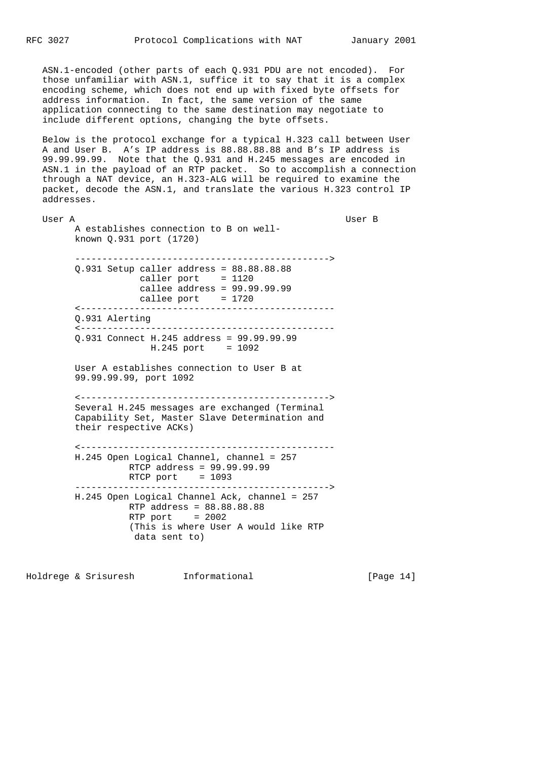ASN.1-encoded (other parts of each Q.931 PDU are not encoded). For those unfamiliar with ASN.1, suffice it to say that it is a complex encoding scheme, which does not end up with fixed byte offsets for address information. In fact, the same version of the same application connecting to the same destination may negotiate to include different options, changing the byte offsets.

Below is the protocol exchange for a typical H.323 call between User A and User B. A's IP address is 88.88.88.88 and B's IP address is 99.99.99.99. Note that the Q.931 and H.245 messages are encoded in ASN.1 in the payload of an RTP packet. So to accomplish a connection through a NAT device, an H.323-ALG will be required to examine the packet, decode the ASN.1, and translate the various H.323 control IP addresses.

```
User A                                                   User B
      A establishes connection to B on well-
      known Q.931 port (1720)

      ----------------------------------------------->
      Q.931 Setup caller address = 88.88.88.88
                  caller port    = 1120
                  callee address = 99.99.99.99
                  callee port    = 1720
      <-----------------------------------------------
      Q.931 Alerting
      <-----------------------------------------------
      Q.931 Connect H.245 address = 99.99.99.99
                    H.245 port    = 1092

      User A establishes connection to User B at
      99.99.99.99, port 1092

      <---------------------------------------------->
      Several H.245 messages are exchanged (Terminal
      Capability Set, Master Slave Determination and
      their respective ACKs)

      <-----------------------------------------------
      H.245 Open Logical Channel, channel = 257
                RTCP address = 99.99.99.99
                RTCP port    = 1093
      ----------------------------------------------->
      H.245 Open Logical Channel Ack, channel = 257
                RTP address = 88.88.88.88
                RTP port    = 2002
                (This is where User A would like RTP
                 data sent to)
```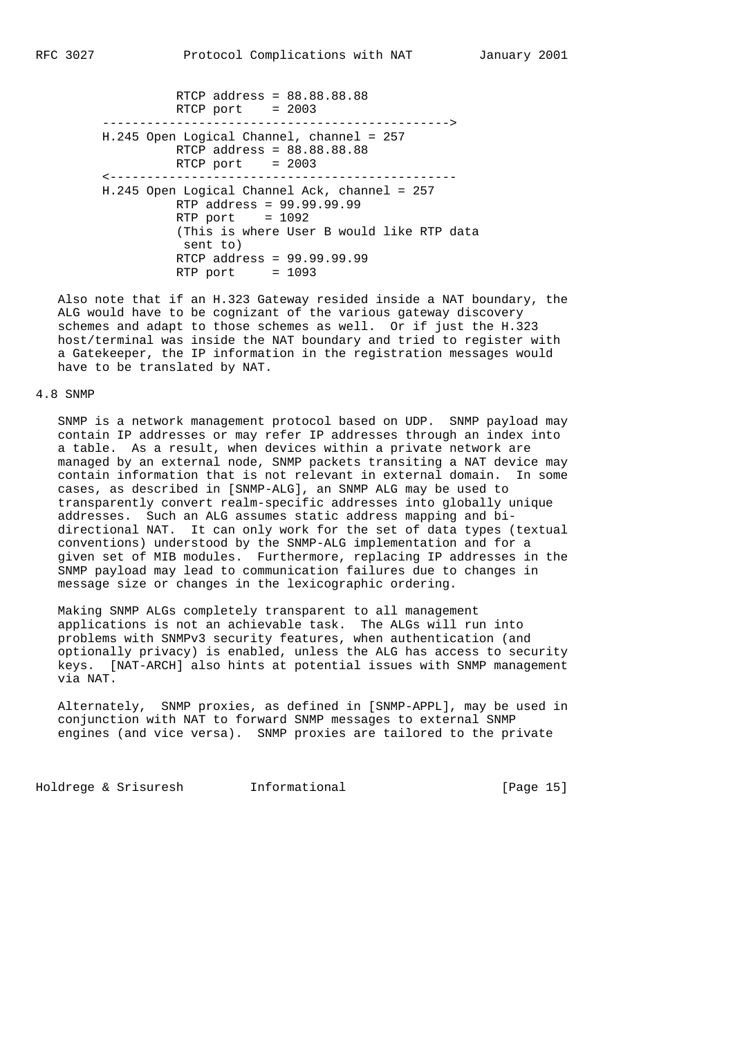```
                 RTCP address = 88.88.88.88
                 RTCP port    = 2003
       ---------------------------------------------->
       H.245 Open Logical Channel, channel = 257
                 RTCP address = 88.88.88.88
                 RTCP port    = 2003
       <----------------------------------------------
       H.245 Open Logical Channel Ack, channel = 257
                 RTP address = 99.99.99.99
                 RTP port    = 1092
                 (This is where User B would like RTP data
                  sent to)
                 RTCP address = 99.99.99.99
                 RTP port     = 1093
```

Also note that if an H.323 Gateway resided inside a NAT boundary, the ALG would have to be cognizant of the various gateway discovery schemes and adapt to those schemes as well. Or if just the H.323 host/terminal was inside the NAT boundary and tried to register with a Gatekeeper, the IP information in the registration messages would have to be translated by NAT.

## 4.8 SNMP

SNMP is a network management protocol based on UDP. SNMP payload may contain IP addresses or may refer IP addresses through an index into a table. As a result, when devices within a private network are managed by an external node, SNMP packets transiting a NAT device may contain information that is not relevant in external domain. In some cases, as described in [SNMP-ALG], an SNMP ALG may be used to transparently convert realm-specific addresses into globally unique addresses. Such an ALG assumes static address mapping and bi-directional NAT. It can only work for the set of data types (textual conventions) understood by the SNMP-ALG implementation and for a given set of MIB modules. Furthermore, replacing IP addresses in the SNMP payload may lead to communication failures due to changes in message size or changes in the lexicographic ordering.

Making SNMP ALGs completely transparent to all management applications is not an achievable task. The ALGs will run into problems with SNMPv3 security features, when authentication (and optionally privacy) is enabled, unless the ALG has access to security keys. [NAT-ARCH] also hints at potential issues with SNMP management via NAT.

Alternately, SNMP proxies, as defined in [SNMP-APPL], may be used in conjunction with NAT to forward SNMP messages to external SNMP engines (and vice versa). SNMP proxies are tailored to the private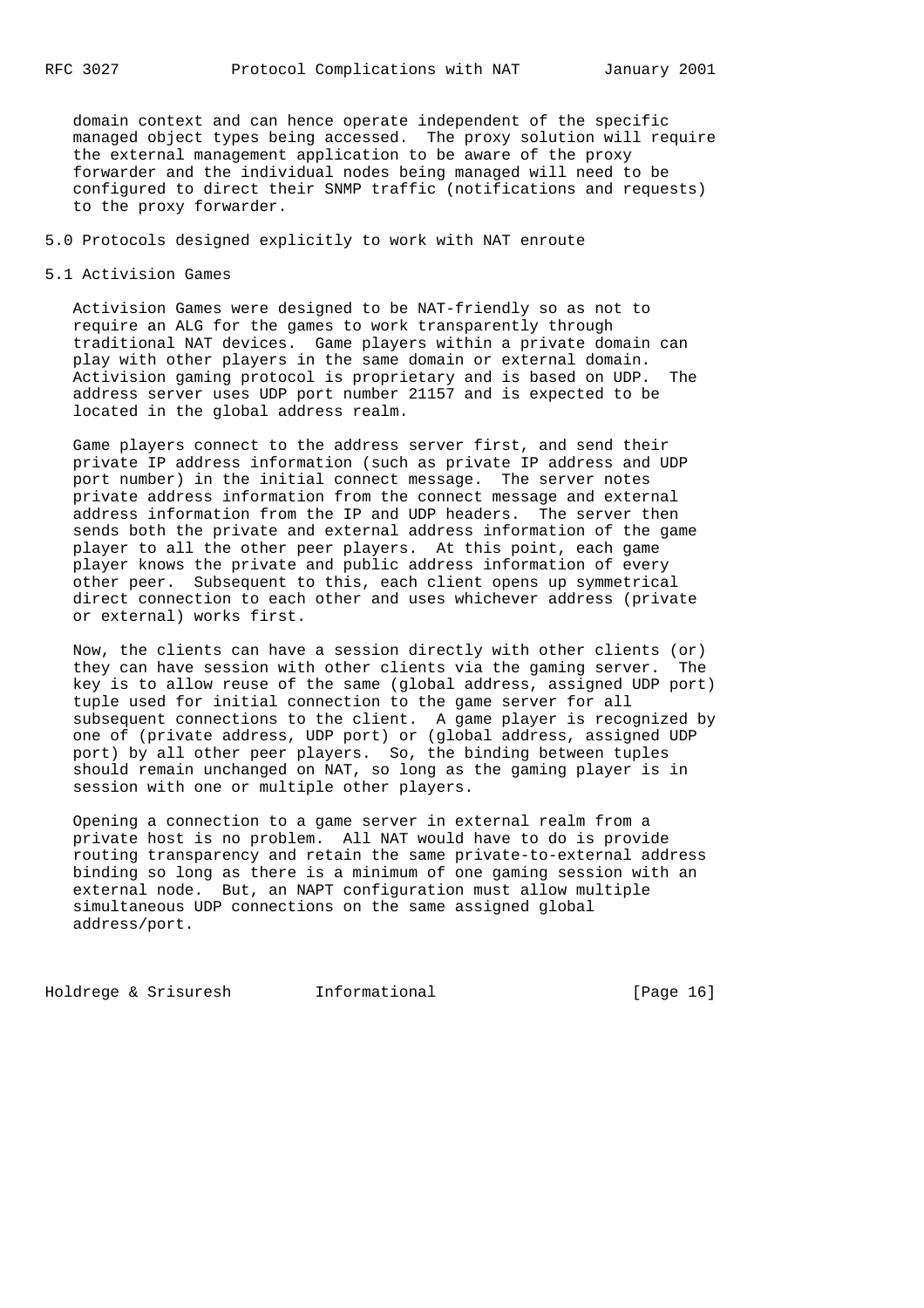domain context and can hence operate independent of the specific managed object types being accessed. The proxy solution will require the external management application to be aware of the proxy forwarder and the individual nodes being managed will need to be configured to direct their SNMP traffic (notifications and requests) to the proxy forwarder.

## 5.0 Protocols designed explicitly to work with NAT enroute

### 5.1 Activision Games

Activision Games were designed to be NAT-friendly so as not to require an ALG for the games to work transparently through traditional NAT devices. Game players within a private domain can play with other players in the same domain or external domain. Activision gaming protocol is proprietary and is based on UDP. The address server uses UDP port number 21157 and is expected to be located in the global address realm.

Game players connect to the address server first, and send their private IP address information (such as private IP address and UDP port number) in the initial connect message. The server notes private address information from the connect message and external address information from the IP and UDP headers. The server then sends both the private and external address information of the game player to all the other peer players. At this point, each game player knows the private and public address information of every other peer. Subsequent to this, each client opens up symmetrical direct connection to each other and uses whichever address (private or external) works first.

Now, the clients can have a session directly with other clients (or) they can have session with other clients via the gaming server. The key is to allow reuse of the same (global address, assigned UDP port) tuple used for initial connection to the game server for all subsequent connections to the client. A game player is recognized by one of (private address, UDP port) or (global address, assigned UDP port) by all other peer players. So, the binding between tuples should remain unchanged on NAT, so long as the gaming player is in session with one or multiple other players.

Opening a connection to a game server in external realm from a private host is no problem. All NAT would have to do is provide routing transparency and retain the same private-to-external address binding so long as there is a minimum of one gaming session with an external node. But, an NAPT configuration must allow multiple simultaneous UDP connections on the same assigned global address/port.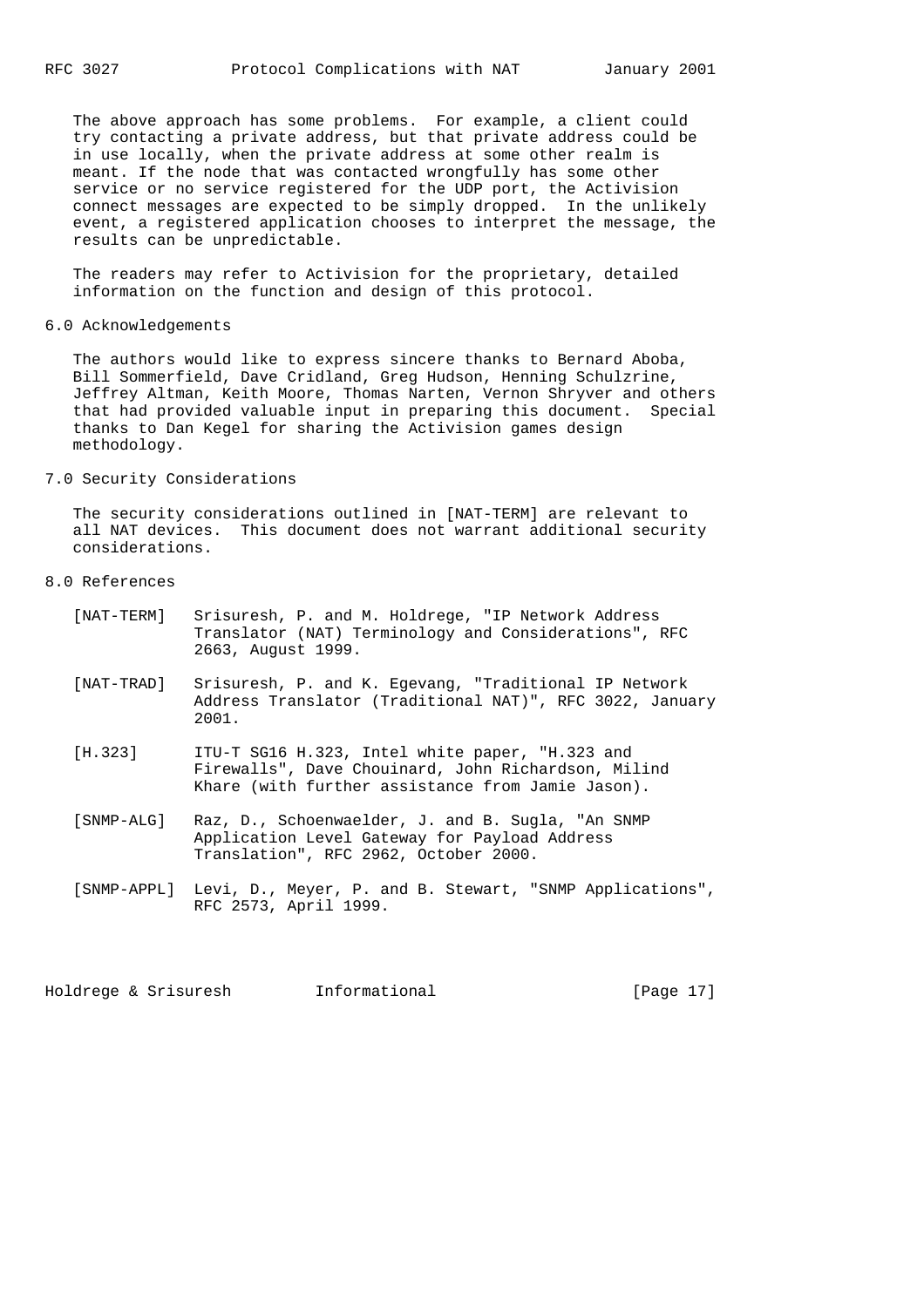The above approach has some problems. For example, a client could try contacting a private address, but that private address could be in use locally, when the private address at some other realm is meant. If the node that was contacted wrongfully has some other service or no service registered for the UDP port, the Activision connect messages are expected to be simply dropped. In the unlikely event, a registered application chooses to interpret the message, the results can be unpredictable.

The readers may refer to Activision for the proprietary, detailed information on the function and design of this protocol.

## 6.0 Acknowledgements

The authors would like to express sincere thanks to Bernard Aboba, Bill Sommerfield, Dave Cridland, Greg Hudson, Henning Schulzrine, Jeffrey Altman, Keith Moore, Thomas Narten, Vernon Shryver and others that had provided valuable input in preparing this document. Special thanks to Dan Kegel for sharing the Activision games design methodology.

## 7.0 Security Considerations

The security considerations outlined in [NAT-TERM] are relevant to all NAT devices. This document does not warrant additional security considerations.

## 8.0 References

[NAT-TERM] Srisuresh, P. and M. Holdrege, "IP Network Address Translator (NAT) Terminology and Considerations", RFC 2663, August 1999.

[NAT-TRAD] Srisuresh, P. and K. Egevang, "Traditional IP Network Address Translator (Traditional NAT)", RFC 3022, January 2001.

[H.323] ITU-T SG16 H.323, Intel white paper, "H.323 and Firewalls", Dave Chouinard, John Richardson, Milind Khare (with further assistance from Jamie Jason).

[SNMP-ALG] Raz, D., Schoenwaelder, J. and B. Sugla, "An SNMP Application Level Gateway for Payload Address Translation", RFC 2962, October 2000.

[SNMP-APPL] Levi, D., Meyer, P. and B. Stewart, "SNMP Applications", RFC 2573, April 1999.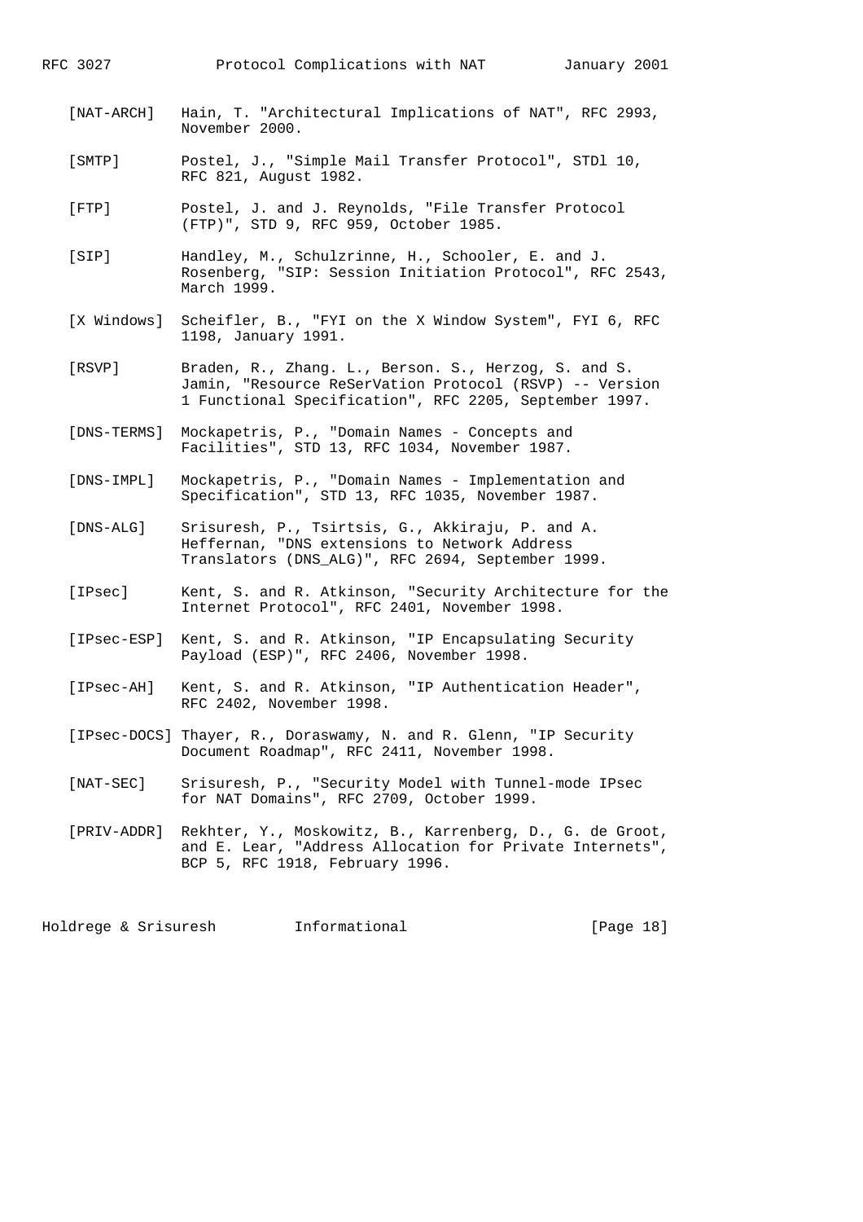[NAT-ARCH] Hain, T. "Architectural Implications of NAT", RFC 2993, November 2000.

[SMTP] Postel, J., "Simple Mail Transfer Protocol", STDl 10, RFC 821, August 1982.

[FTP] Postel, J. and J. Reynolds, "File Transfer Protocol (FTP)", STD 9, RFC 959, October 1985.

[SIP] Handley, M., Schulzrinne, H., Schooler, E. and J. Rosenberg, "SIP: Session Initiation Protocol", RFC 2543, March 1999.

[X Windows] Scheifler, B., "FYI on the X Window System", FYI 6, RFC 1198, January 1991.

[RSVP] Braden, R., Zhang. L., Berson. S., Herzog, S. and S. Jamin, "Resource ReSerVation Protocol (RSVP) -- Version 1 Functional Specification", RFC 2205, September 1997.

[DNS-TERMS] Mockapetris, P., "Domain Names - Concepts and Facilities", STD 13, RFC 1034, November 1987.

[DNS-IMPL] Mockapetris, P., "Domain Names - Implementation and Specification", STD 13, RFC 1035, November 1987.

[DNS-ALG] Srisuresh, P., Tsirtsis, G., Akkiraju, P. and A. Heffernan, "DNS extensions to Network Address Translators (DNS_ALG)", RFC 2694, September 1999.

[IPsec] Kent, S. and R. Atkinson, "Security Architecture for the Internet Protocol", RFC 2401, November 1998.

[IPsec-ESP] Kent, S. and R. Atkinson, "IP Encapsulating Security Payload (ESP)", RFC 2406, November 1998.

[IPsec-AH] Kent, S. and R. Atkinson, "IP Authentication Header", RFC 2402, November 1998.

[IPsec-DOCS] Thayer, R., Doraswamy, N. and R. Glenn, "IP Security Document Roadmap", RFC 2411, November 1998.

[NAT-SEC] Srisuresh, P., "Security Model with Tunnel-mode IPsec for NAT Domains", RFC 2709, October 1999.

[PRIV-ADDR] Rekhter, Y., Moskowitz, B., Karrenberg, D., G. de Groot, and E. Lear, "Address Allocation for Private Internets", BCP 5, RFC 1918, February 1996.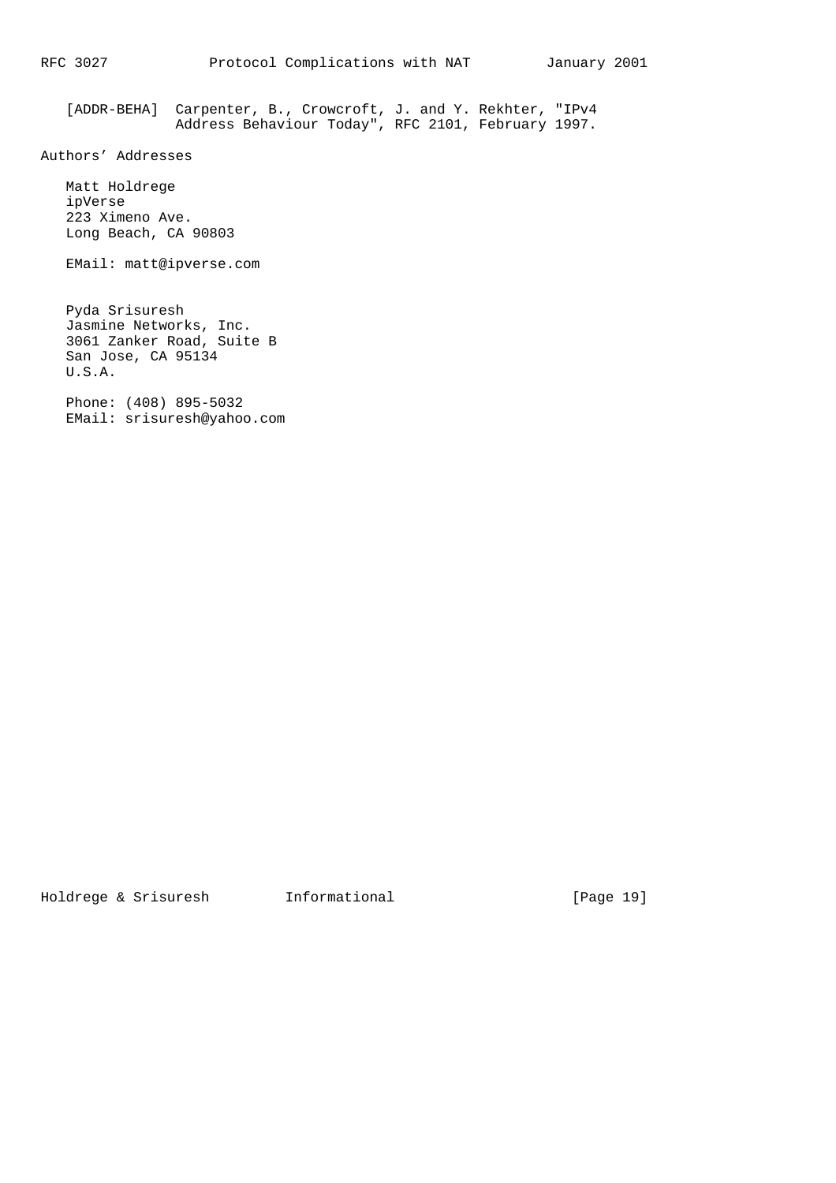[ADDR-BEHA] Carpenter, B., Crowcroft, J. and Y. Rekhter, "IPv4 Address Behaviour Today", RFC 2101, February 1997.

## Authors' Addresses

Matt Holdrege
ipVerse
223 Ximeno Ave.
Long Beach, CA 90803

EMail: matt@ipverse.com

Pyda Srisuresh
Jasmine Networks, Inc.
3061 Zanker Road, Suite B
San Jose, CA 95134
U.S.A.

Phone: (408) 895-5032
EMail: srisuresh@yahoo.com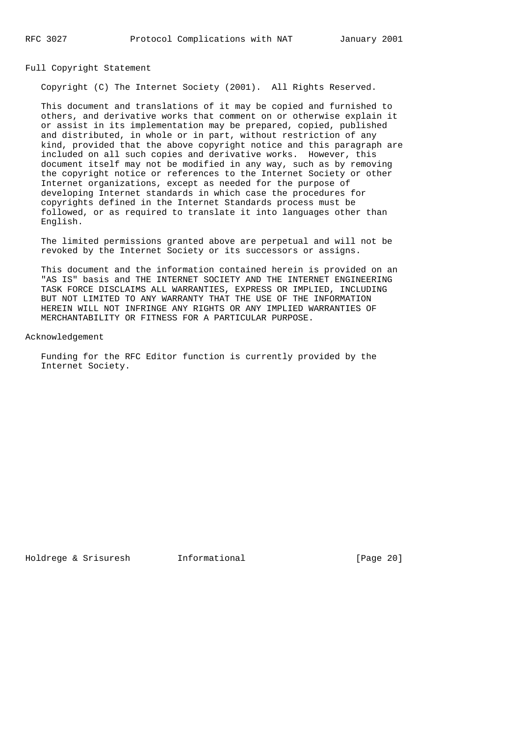## Full Copyright Statement

Copyright (C) The Internet Society (2001). All Rights Reserved.

This document and translations of it may be copied and furnished to others, and derivative works that comment on or otherwise explain it or assist in its implementation may be prepared, copied, published and distributed, in whole or in part, without restriction of any kind, provided that the above copyright notice and this paragraph are included on all such copies and derivative works. However, this document itself may not be modified in any way, such as by removing the copyright notice or references to the Internet Society or other Internet organizations, except as needed for the purpose of developing Internet standards in which case the procedures for copyrights defined in the Internet Standards process must be followed, or as required to translate it into languages other than English.

The limited permissions granted above are perpetual and will not be revoked by the Internet Society or its successors or assigns.

This document and the information contained herein is provided on an "AS IS" basis and THE INTERNET SOCIETY AND THE INTERNET ENGINEERING TASK FORCE DISCLAIMS ALL WARRANTIES, EXPRESS OR IMPLIED, INCLUDING BUT NOT LIMITED TO ANY WARRANTY THAT THE USE OF THE INFORMATION HEREIN WILL NOT INFRINGE ANY RIGHTS OR ANY IMPLIED WARRANTIES OF MERCHANTABILITY OR FITNESS FOR A PARTICULAR PURPOSE.

## Acknowledgement

Funding for the RFC Editor function is currently provided by the Internet Society.